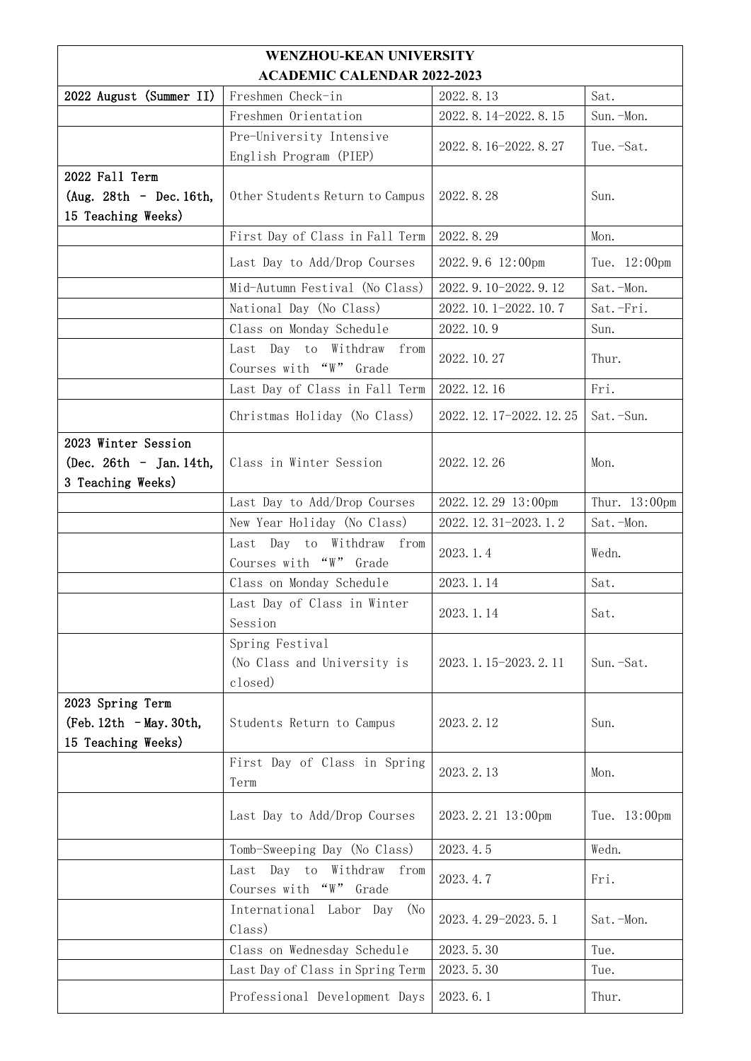| WENZHOU-KEAN UNIVERSITY<br>ACADEMIC CALENDAR 2022-2023 | | | |
|---|---|---|---|
| 2022 August (Summer II) | Freshmen Check-in | 2022.8.13 | Sat. |
| | Freshmen Orientation | 2022.8.14-2022.8.15 | Sun.-Mon. |
| | Pre-University Intensive English Program (PIEP) | 2022.8.16-2022.8.27 | Tue.-Sat. |
| 2022 Fall Term (Aug. 28th - Dec.16th, 15 Teaching Weeks) | Other Students Return to Campus | 2022.8.28 | Sun. |
| | First Day of Class in Fall Term | 2022.8.29 | Mon. |
| | Last Day to Add/Drop Courses | 2022.9.6 12:00pm | Tue. 12:00pm |
| | Mid-Autumn Festival (No Class) | 2022.9.10-2022.9.12 | Sat.-Mon. |
| | National Day (No Class) | 2022.10.1-2022.10.7 | Sat.-Fri. |
| | Class on Monday Schedule | 2022.10.9 | Sun. |
| | Last Day to Withdraw from Courses with “W” Grade | 2022.10.27 | Thur. |
| | Last Day of Class in Fall Term | 2022.12.16 | Fri. |
| | Christmas Holiday (No Class) | 2022.12.17-2022.12.25 | Sat.-Sun. |
| 2023 Winter Session (Dec. 26th - Jan.14th, 3 Teaching Weeks) | Class in Winter Session | 2022.12.26 | Mon. |
| | Last Day to Add/Drop Courses | 2022.12.29 13:00pm | Thur. 13:00pm |
| | New Year Holiday (No Class) | 2022.12.31-2023.1.2 | Sat.-Mon. |
| | Last Day to Withdraw from Courses with “W” Grade | 2023.1.4 | Wedn. |
| | Class on Monday Schedule | 2023.1.14 | Sat. |
| | Last Day of Class in Winter Session | 2023.1.14 | Sat. |
| | Spring Festival (No Class and University is closed) | 2023.1.15-2023.2.11 | Sun.-Sat. |
| 2023 Spring Term (Feb.12th - May.30th, 15 Teaching Weeks) | Students Return to Campus | 2023.2.12 | Sun. |
| | First Day of Class in Spring Term | 2023.2.13 | Mon. |
| | Last Day to Add/Drop Courses | 2023.2.21 13:00pm | Tue. 13:00pm |
| | Tomb-Sweeping Day (No Class) | 2023.4.5 | Wedn. |
| | Last Day to Withdraw from Courses with “W” Grade | 2023.4.7 | Fri. |
| | International Labor Day (No Class) | 2023.4.29-2023.5.1 | Sat.-Mon. |
| | Class on Wednesday Schedule | 2023.5.30 | Tue. |
| | Last Day of Class in Spring Term | 2023.5.30 | Tue. |
| | Professional Development Days | 2023.6.1 | Thur. |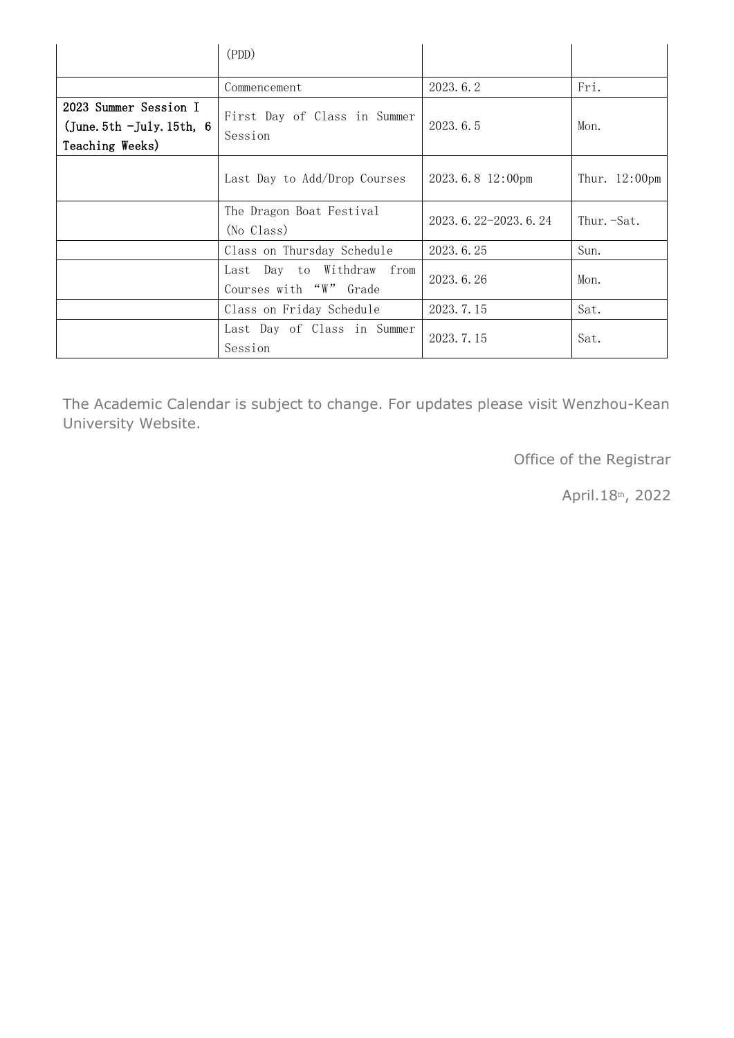| | | | |
|---|---|---|---|
| | (PDD) | | |
| | Commencement | 2023.6.2 | Fri. |
| **2023 Summer Session I (June.5th -July.15th, 6 Teaching Weeks)** | First Day of Class in Summer Session | 2023.6.5 | Mon. |
| | Last Day to Add/Drop Courses | 2023.6.8 12:00pm | Thur. 12:00pm |
| | The Dragon Boat Festival (No Class) | 2023.6.22-2023.6.24 | Thur.-Sat. |
| | Class on Thursday Schedule | 2023.6.25 | Sun. |
| | Last Day to Withdraw from Courses with "W" Grade | 2023.6.26 | Mon. |
| | Class on Friday Schedule | 2023.7.15 | Sat. |
| | Last Day of Class in Summer Session | 2023.7.15 | Sat. |

The Academic Calendar is subject to change. For updates please visit Wenzhou-Kean University Website.

Office of the Registrar

April.18th, 2022